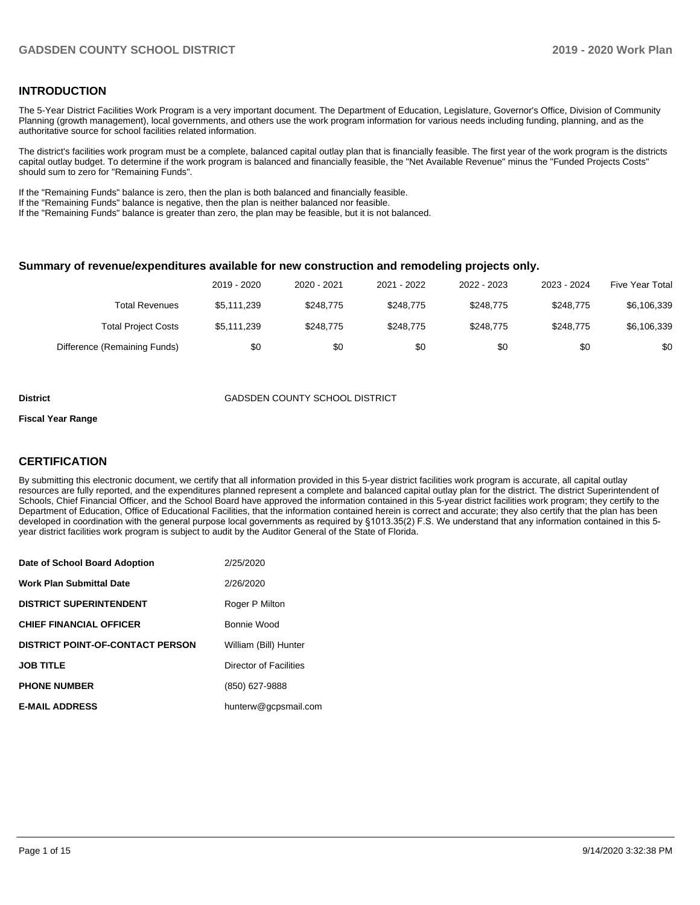## INTRODUCTION

The 5-Year District Facilities Work Program is a very important document. The Department of Education, Legislature, Governor's Office, Division of Community Planning (growth management), local governments, and others use the work program information for various needs including funding, planning, and as the authoritative source for school facilities related information.

The district's facilities work program must be a complete, balanced capital outlay plan that is financially feasible. The first year of the work program is the districts capital outlay budget. To determine if the work program is balanced and financially feasible, the "Net Available Revenue" minus the "Funded Projects Costs" should sum to zero for "Remaining Funds".

If the "Remaining Funds" balance is zero, then the plan is both balanced and financially feasible.
If the "Remaining Funds" balance is negative, then the plan is neither balanced nor feasible.
If the "Remaining Funds" balance is greater than zero, the plan may be feasible, but it is not balanced.

### Summary of revenue/expenditures available for new construction and remodeling projects only.

| | 2019 - 2020 | 2020 - 2021 | 2021 - 2022 | 2022 - 2023 | 2023 - 2024 | Five Year Total |
|---|---|---|---|---|---|---|
| Total Revenues | $5,111,239 | $248,775 | $248,775 | $248,775 | $248,775 | $6,106,339 |
| Total Project Costs | $5,111,239 | $248,775 | $248,775 | $248,775 | $248,775 | $6,106,339 |
| Difference (Remaining Funds) | $0 | $0 | $0 | $0 | $0 | $0 |

**District** GADSDEN COUNTY SCHOOL DISTRICT

**Fiscal Year Range**

## CERTIFICATION

By submitting this electronic document, we certify that all information provided in this 5-year district facilities work program is accurate, all capital outlay resources are fully reported, and the expenditures planned represent a complete and balanced capital outlay plan for the district. The district Superintendent of Schools, Chief Financial Officer, and the School Board have approved the information contained in this 5-year district facilities work program; they certify to the Department of Education, Office of Educational Facilities, that the information contained herein is correct and accurate; they also certify that the plan has been developed in coordination with the general purpose local governments as required by §1013.35(2) F.S. We understand that any information contained in this 5-year district facilities work program is subject to audit by the Auditor General of the State of Florida.

| | |
|---|---|
| **Date of School Board Adoption** | 2/25/2020 |
| **Work Plan Submittal Date** | 2/26/2020 |
| **DISTRICT SUPERINTENDENT** | Roger P Milton |
| **CHIEF FINANCIAL OFFICER** | Bonnie Wood |
| **DISTRICT POINT-OF-CONTACT PERSON** | William (Bill) Hunter |
| **JOB TITLE** | Director of Facilities |
| **PHONE NUMBER** | (850) 627-9888 |
| **E-MAIL ADDRESS** | hunterw@gcpsmail.com |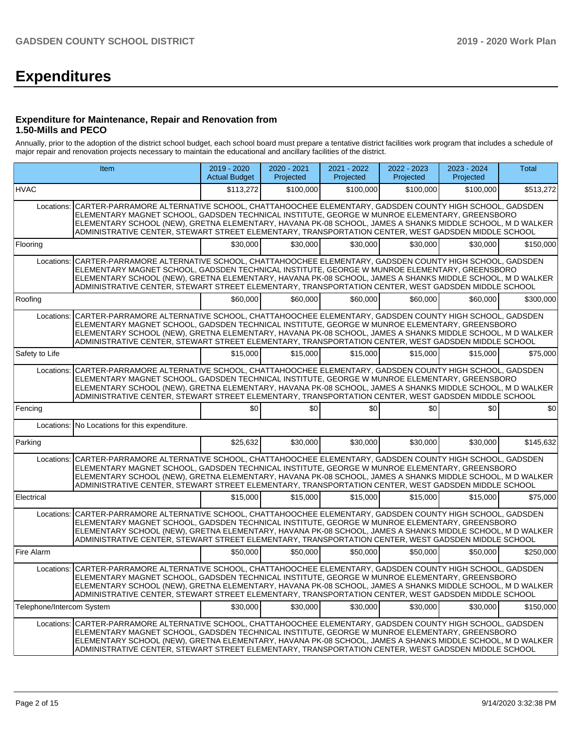# Expenditures

### Expenditure for Maintenance, Repair and Renovation from 1.50-Mills and PECO

Annually, prior to the adoption of the district school budget, each school board must prepare a tentative district facilities work program that includes a schedule of major repair and renovation projects necessary to maintain the educational and ancillary facilities of the district.

| Item | | 2019 - 2020 Actual Budget | 2020 - 2021 Projected | 2021 - 2022 Projected | 2022 - 2023 Projected | 2023 - 2024 Projected | Total |
|---|---|---|---|---|---|---|---|
| HVAC | | $113,272 | $100,000 | $100,000 | $100,000 | $100,000 | $513,272 |
| Locations: | CARTER-PARRAMORE ALTERNATIVE SCHOOL, CHATTAHOOCHEE ELEMENTARY, GADSDEN COUNTY HIGH SCHOOL, GADSDEN ELEMENTARY MAGNET SCHOOL, GADSDEN TECHNICAL INSTITUTE, GEORGE W MUNROE ELEMENTARY, GREENSBORO ELEMENTARY SCHOOL (NEW), GRETNA ELEMENTARY, HAVANA PK-08 SCHOOL, JAMES A SHANKS MIDDLE SCHOOL, M D WALKER ADMINISTRATIVE CENTER, STEWART STREET ELEMENTARY, TRANSPORTATION CENTER, WEST GADSDEN MIDDLE SCHOOL | | | | | | |
| Flooring | | $30,000 | $30,000 | $30,000 | $30,000 | $30,000 | $150,000 |
| Locations: | CARTER-PARRAMORE ALTERNATIVE SCHOOL, CHATTAHOOCHEE ELEMENTARY, GADSDEN COUNTY HIGH SCHOOL, GADSDEN ELEMENTARY MAGNET SCHOOL, GADSDEN TECHNICAL INSTITUTE, GEORGE W MUNROE ELEMENTARY, GREENSBORO ELEMENTARY SCHOOL (NEW), GRETNA ELEMENTARY, HAVANA PK-08 SCHOOL, JAMES A SHANKS MIDDLE SCHOOL, M D WALKER ADMINISTRATIVE CENTER, STEWART STREET ELEMENTARY, TRANSPORTATION CENTER, WEST GADSDEN MIDDLE SCHOOL | | | | | | |
| Roofing | | $60,000 | $60,000 | $60,000 | $60,000 | $60,000 | $300,000 |
| Locations: | CARTER-PARRAMORE ALTERNATIVE SCHOOL, CHATTAHOOCHEE ELEMENTARY, GADSDEN COUNTY HIGH SCHOOL, GADSDEN ELEMENTARY MAGNET SCHOOL, GADSDEN TECHNICAL INSTITUTE, GEORGE W MUNROE ELEMENTARY, GREENSBORO ELEMENTARY SCHOOL (NEW), GRETNA ELEMENTARY, HAVANA PK-08 SCHOOL, JAMES A SHANKS MIDDLE SCHOOL, M D WALKER ADMINISTRATIVE CENTER, STEWART STREET ELEMENTARY, TRANSPORTATION CENTER, WEST GADSDEN MIDDLE SCHOOL | | | | | | |
| Safety to Life | | $15,000 | $15,000 | $15,000 | $15,000 | $15,000 | $75,000 |
| Locations: | CARTER-PARRAMORE ALTERNATIVE SCHOOL, CHATTAHOOCHEE ELEMENTARY, GADSDEN COUNTY HIGH SCHOOL, GADSDEN ELEMENTARY MAGNET SCHOOL, GADSDEN TECHNICAL INSTITUTE, GEORGE W MUNROE ELEMENTARY, GREENSBORO ELEMENTARY SCHOOL (NEW), GRETNA ELEMENTARY, HAVANA PK-08 SCHOOL, JAMES A SHANKS MIDDLE SCHOOL, M D WALKER ADMINISTRATIVE CENTER, STEWART STREET ELEMENTARY, TRANSPORTATION CENTER, WEST GADSDEN MIDDLE SCHOOL | | | | | | |
| Fencing | | $0 | $0 | $0 | $0 | $0 | $0 |
| Locations: | No Locations for this expenditure. | | | | | | |
| Parking | | $25,632 | $30,000 | $30,000 | $30,000 | $30,000 | $145,632 |
| Locations: | CARTER-PARRAMORE ALTERNATIVE SCHOOL, CHATTAHOOCHEE ELEMENTARY, GADSDEN COUNTY HIGH SCHOOL, GADSDEN ELEMENTARY MAGNET SCHOOL, GADSDEN TECHNICAL INSTITUTE, GEORGE W MUNROE ELEMENTARY, GREENSBORO ELEMENTARY SCHOOL (NEW), GRETNA ELEMENTARY, HAVANA PK-08 SCHOOL, JAMES A SHANKS MIDDLE SCHOOL, M D WALKER ADMINISTRATIVE CENTER, STEWART STREET ELEMENTARY, TRANSPORTATION CENTER, WEST GADSDEN MIDDLE SCHOOL | | | | | | |
| Electrical | | $15,000 | $15,000 | $15,000 | $15,000 | $15,000 | $75,000 |
| Locations: | CARTER-PARRAMORE ALTERNATIVE SCHOOL, CHATTAHOOCHEE ELEMENTARY, GADSDEN COUNTY HIGH SCHOOL, GADSDEN ELEMENTARY MAGNET SCHOOL, GADSDEN TECHNICAL INSTITUTE, GEORGE W MUNROE ELEMENTARY, GREENSBORO ELEMENTARY SCHOOL (NEW), GRETNA ELEMENTARY, HAVANA PK-08 SCHOOL, JAMES A SHANKS MIDDLE SCHOOL, M D WALKER ADMINISTRATIVE CENTER, STEWART STREET ELEMENTARY, TRANSPORTATION CENTER, WEST GADSDEN MIDDLE SCHOOL | | | | | | |
| Fire Alarm | | $50,000 | $50,000 | $50,000 | $50,000 | $50,000 | $250,000 |
| Locations: | CARTER-PARRAMORE ALTERNATIVE SCHOOL, CHATTAHOOCHEE ELEMENTARY, GADSDEN COUNTY HIGH SCHOOL, GADSDEN ELEMENTARY MAGNET SCHOOL, GADSDEN TECHNICAL INSTITUTE, GEORGE W MUNROE ELEMENTARY, GREENSBORO ELEMENTARY SCHOOL (NEW), GRETNA ELEMENTARY, HAVANA PK-08 SCHOOL, JAMES A SHANKS MIDDLE SCHOOL, M D WALKER ADMINISTRATIVE CENTER, STEWART STREET ELEMENTARY, TRANSPORTATION CENTER, WEST GADSDEN MIDDLE SCHOOL | | | | | | |
| Telephone/Intercom System | | $30,000 | $30,000 | $30,000 | $30,000 | $30,000 | $150,000 |
| Locations: | CARTER-PARRAMORE ALTERNATIVE SCHOOL, CHATTAHOOCHEE ELEMENTARY, GADSDEN COUNTY HIGH SCHOOL, GADSDEN ELEMENTARY MAGNET SCHOOL, GADSDEN TECHNICAL INSTITUTE, GEORGE W MUNROE ELEMENTARY, GREENSBORO ELEMENTARY SCHOOL (NEW), GRETNA ELEMENTARY, HAVANA PK-08 SCHOOL, JAMES A SHANKS MIDDLE SCHOOL, M D WALKER ADMINISTRATIVE CENTER, STEWART STREET ELEMENTARY, TRANSPORTATION CENTER, WEST GADSDEN MIDDLE SCHOOL | | | | | | |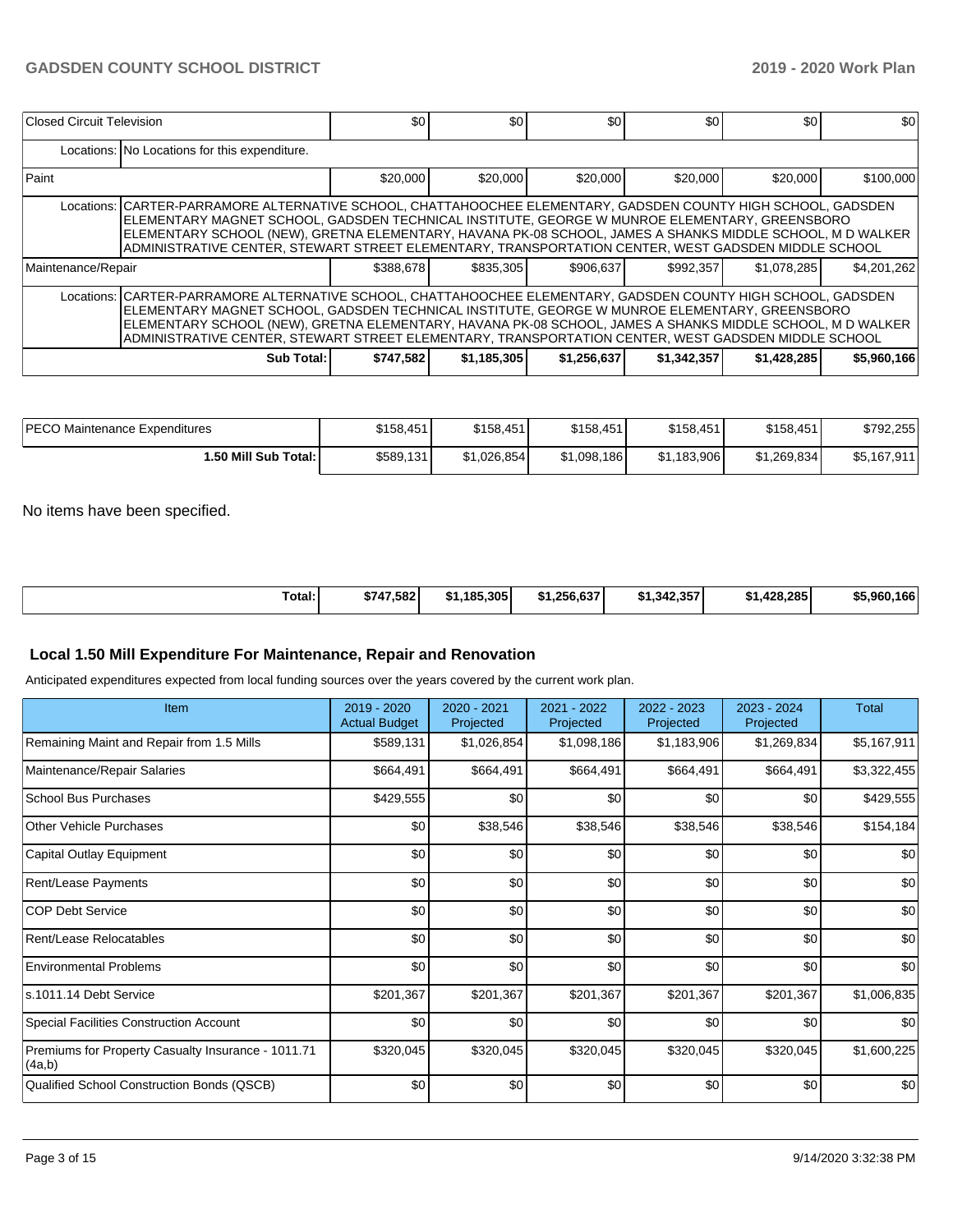| | | | | | | |
|---|---|---|---|---|---|---|
| Closed Circuit Television | $0 | $0 | $0 | $0 | $0 | $0 |
| Locations: No Locations for this expenditure. | | | | | | |
| Paint | $20,000 | $20,000 | $20,000 | $20,000 | $20,000 | $100,000 |
| Locations: CARTER-PARRAMORE ALTERNATIVE SCHOOL, CHATTAHOOCHEE ELEMENTARY, GADSDEN COUNTY HIGH SCHOOL, GADSDEN ELEMENTARY MAGNET SCHOOL, GADSDEN TECHNICAL INSTITUTE, GEORGE W MUNROE ELEMENTARY, GREENSBORO ELEMENTARY SCHOOL (NEW), GRETNA ELEMENTARY, HAVANA PK-08 SCHOOL, JAMES A SHANKS MIDDLE SCHOOL, M D WALKER ADMINISTRATIVE CENTER, STEWART STREET ELEMENTARY, TRANSPORTATION CENTER, WEST GADSDEN MIDDLE SCHOOL | | | | | | |
| Maintenance/Repair | $388,678 | $835,305 | $906,637 | $992,357 | $1,078,285 | $4,201,262 |
| Locations: CARTER-PARRAMORE ALTERNATIVE SCHOOL, CHATTAHOOCHEE ELEMENTARY, GADSDEN COUNTY HIGH SCHOOL, GADSDEN ELEMENTARY MAGNET SCHOOL, GADSDEN TECHNICAL INSTITUTE, GEORGE W MUNROE ELEMENTARY, GREENSBORO ELEMENTARY SCHOOL (NEW), GRETNA ELEMENTARY, HAVANA PK-08 SCHOOL, JAMES A SHANKS MIDDLE SCHOOL, M D WALKER ADMINISTRATIVE CENTER, STEWART STREET ELEMENTARY, TRANSPORTATION CENTER, WEST GADSDEN MIDDLE SCHOOL | | | | | | |
| **Sub Total:** | **$747,582** | **$1,185,305** | **$1,256,637** | **$1,342,357** | **$1,428,285** | **$5,960,166** |

| | | | | | | |
|---|---|---|---|---|---|---|
| PECO Maintenance Expenditures | $158,451 | $158,451 | $158,451 | $158,451 | $158,451 | $792,255 |
| **1.50 Mill Sub Total:** | $589,131 | $1,026,854 | $1,098,186 | $1,183,906 | $1,269,834 | $5,167,911 |

No items have been specified.

| | | | | | | |
|---|---|---|---|---|---|---|
| **Total:** | **$747,582** | **$1,185,305** | **$1,256,637** | **$1,342,357** | **$1,428,285** | **$5,960,166** |

## Local 1.50 Mill Expenditure For Maintenance, Repair and Renovation

Anticipated expenditures expected from local funding sources over the years covered by the current work plan.

| Item | 2019 - 2020 Actual Budget | 2020 - 2021 Projected | 2021 - 2022 Projected | 2022 - 2023 Projected | 2023 - 2024 Projected | Total |
|---|---|---|---|---|---|---|
| Remaining Maint and Repair from 1.5 Mills | $589,131 | $1,026,854 | $1,098,186 | $1,183,906 | $1,269,834 | $5,167,911 |
| Maintenance/Repair Salaries | $664,491 | $664,491 | $664,491 | $664,491 | $664,491 | $3,322,455 |
| School Bus Purchases | $429,555 | $0 | $0 | $0 | $0 | $429,555 |
| Other Vehicle Purchases | $0 | $38,546 | $38,546 | $38,546 | $38,546 | $154,184 |
| Capital Outlay Equipment | $0 | $0 | $0 | $0 | $0 | $0 |
| Rent/Lease Payments | $0 | $0 | $0 | $0 | $0 | $0 |
| COP Debt Service | $0 | $0 | $0 | $0 | $0 | $0 |
| Rent/Lease Relocatables | $0 | $0 | $0 | $0 | $0 | $0 |
| Environmental Problems | $0 | $0 | $0 | $0 | $0 | $0 |
| s.1011.14 Debt Service | $201,367 | $201,367 | $201,367 | $201,367 | $201,367 | $1,006,835 |
| Special Facilities Construction Account | $0 | $0 | $0 | $0 | $0 | $0 |
| Premiums for Property Casualty Insurance - 1011.71 (4a,b) | $320,045 | $320,045 | $320,045 | $320,045 | $320,045 | $1,600,225 |
| Qualified School Construction Bonds (QSCB) | $0 | $0 | $0 | $0 | $0 | $0 |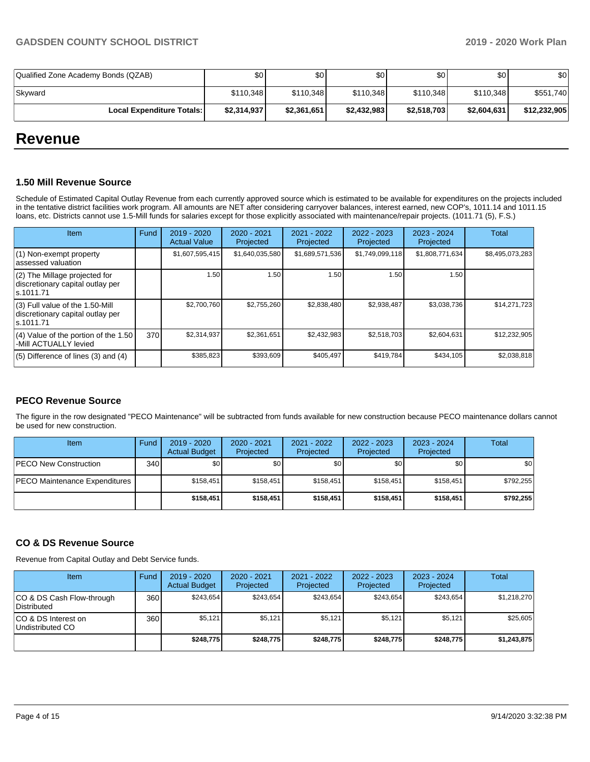| Qualified Zone Academy Bonds (QZAB) | $0 | $0 | $0 | $0 | $0 | $0 |
|---|---|---|---|---|---|---|
| Skyward | $110,348 | $110,348 | $110,348 | $110,348 | $110,348 | $551,740 |
| **Local Expenditure Totals:** | **$2,314,937** | **$2,361,651** | **$2,432,983** | **$2,518,703** | **$2,604,631** | **$12,232,905** |

# Revenue

### 1.50 Mill Revenue Source

Schedule of Estimated Capital Outlay Revenue from each currently approved source which is estimated to be available for expenditures on the projects included in the tentative district facilities work program. All amounts are NET after considering carryover balances, interest earned, new COP's, 1011.14 and 1011.15 loans, etc. Districts cannot use 1.5-Mill funds for salaries except for those explicitly associated with maintenance/repair projects. (1011.71 (5), F.S.)

| Item | Fund | 2019 - 2020 Actual Value | 2020 - 2021 Projected | 2021 - 2022 Projected | 2022 - 2023 Projected | 2023 - 2024 Projected | Total |
|---|---|---|---|---|---|---|---|
| (1) Non-exempt property assessed valuation | | $1,607,595,415 | $1,640,035,580 | $1,689,571,536 | $1,749,099,118 | $1,808,771,634 | $8,495,073,283 |
| (2) The Millage projected for discretionary capital outlay per s.1011.71 | | 1.50 | 1.50 | 1.50 | 1.50 | 1.50 | |
| (3) Full value of the 1.50-Mill discretionary capital outlay per s.1011.71 | | $2,700,760 | $2,755,260 | $2,838,480 | $2,938,487 | $3,038,736 | $14,271,723 |
| (4) Value of the portion of the 1.50 -Mill ACTUALLY levied | 370 | $2,314,937 | $2,361,651 | $2,432,983 | $2,518,703 | $2,604,631 | $12,232,905 |
| (5) Difference of lines (3) and (4) | | $385,823 | $393,609 | $405,497 | $419,784 | $434,105 | $2,038,818 |

### PECO Revenue Source

The figure in the row designated "PECO Maintenance" will be subtracted from funds available for new construction because PECO maintenance dollars cannot be used for new construction.

| Item | Fund | 2019 - 2020 Actual Budget | 2020 - 2021 Projected | 2021 - 2022 Projected | 2022 - 2023 Projected | 2023 - 2024 Projected | Total |
|---|---|---|---|---|---|---|---|
| PECO New Construction | 340 | $0 | $0 | $0 | $0 | $0 | $0 |
| PECO Maintenance Expenditures | | $158,451 | $158,451 | $158,451 | $158,451 | $158,451 | $792,255 |
| | | **$158,451** | **$158,451** | **$158,451** | **$158,451** | **$158,451** | **$792,255** |

### CO & DS Revenue Source

Revenue from Capital Outlay and Debt Service funds.

| Item | Fund | 2019 - 2020 Actual Budget | 2020 - 2021 Projected | 2021 - 2022 Projected | 2022 - 2023 Projected | 2023 - 2024 Projected | Total |
|---|---|---|---|---|---|---|---|
| CO & DS Cash Flow-through Distributed | 360 | $243,654 | $243,654 | $243,654 | $243,654 | $243,654 | $1,218,270 |
| CO & DS Interest on Undistributed CO | 360 | $5,121 | $5,121 | $5,121 | $5,121 | $5,121 | $25,605 |
| | | **$248,775** | **$248,775** | **$248,775** | **$248,775** | **$248,775** | **$1,243,875** |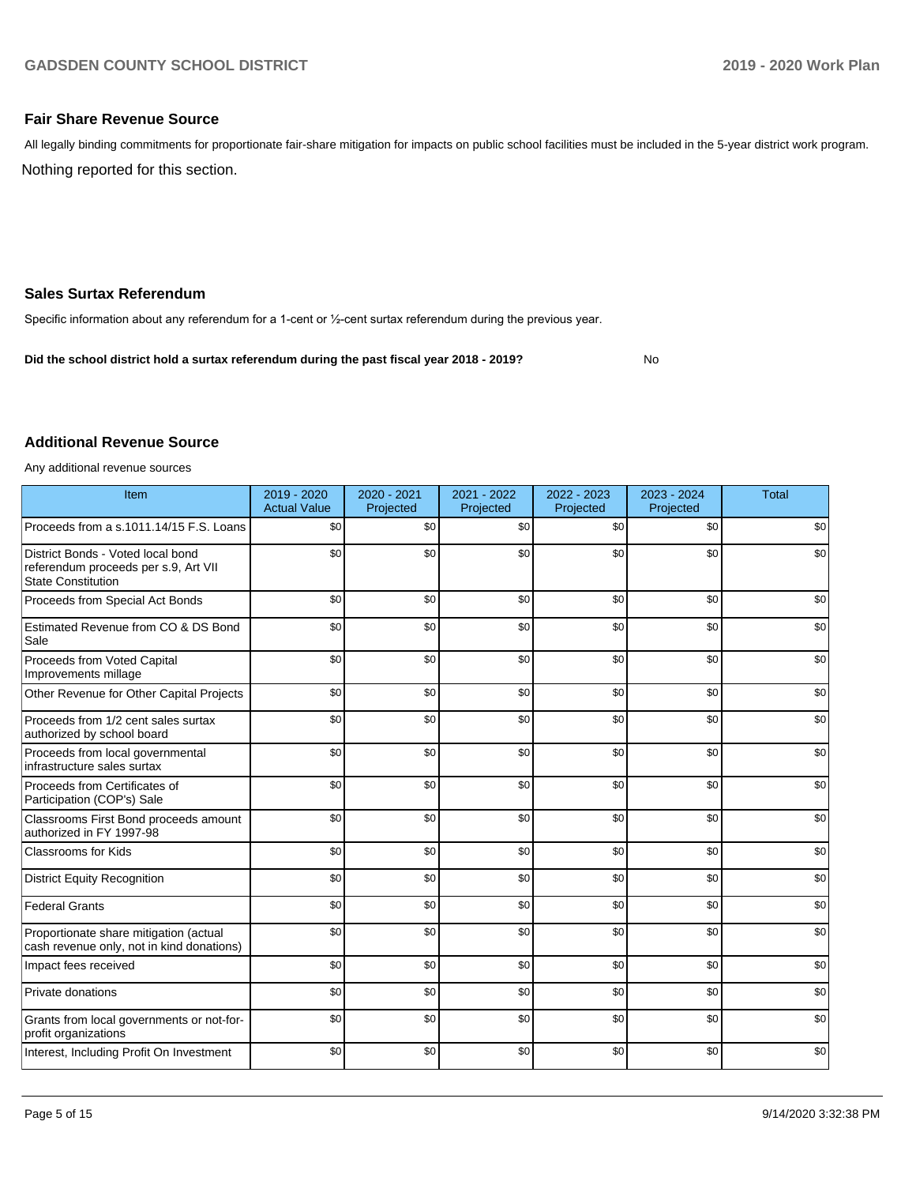## Fair Share Revenue Source

All legally binding commitments for proportionate fair-share mitigation for impacts on public school facilities must be included in the 5-year district work program.

Nothing reported for this section.

## Sales Surtax Referendum

Specific information about any referendum for a 1-cent or ½-cent surtax referendum during the previous year.

**Did the school district hold a surtax referendum during the past fiscal year 2018 - 2019?** No

## Additional Revenue Source

Any additional revenue sources

| Item | 2019 - 2020 Actual Value | 2020 - 2021 Projected | 2021 - 2022 Projected | 2022 - 2023 Projected | 2023 - 2024 Projected | Total |
|---|---|---|---|---|---|---|
| Proceeds from a s.1011.14/15 F.S. Loans | $0 | $0 | $0 | $0 | $0 | $0 |
| District Bonds - Voted local bond referendum proceeds per s.9, Art VII State Constitution | $0 | $0 | $0 | $0 | $0 | $0 |
| Proceeds from Special Act Bonds | $0 | $0 | $0 | $0 | $0 | $0 |
| Estimated Revenue from CO & DS Bond Sale | $0 | $0 | $0 | $0 | $0 | $0 |
| Proceeds from Voted Capital Improvements millage | $0 | $0 | $0 | $0 | $0 | $0 |
| Other Revenue for Other Capital Projects | $0 | $0 | $0 | $0 | $0 | $0 |
| Proceeds from 1/2 cent sales surtax authorized by school board | $0 | $0 | $0 | $0 | $0 | $0 |
| Proceeds from local governmental infrastructure sales surtax | $0 | $0 | $0 | $0 | $0 | $0 |
| Proceeds from Certificates of Participation (COP's) Sale | $0 | $0 | $0 | $0 | $0 | $0 |
| Classrooms First Bond proceeds amount authorized in FY 1997-98 | $0 | $0 | $0 | $0 | $0 | $0 |
| Classrooms for Kids | $0 | $0 | $0 | $0 | $0 | $0 |
| District Equity Recognition | $0 | $0 | $0 | $0 | $0 | $0 |
| Federal Grants | $0 | $0 | $0 | $0 | $0 | $0 |
| Proportionate share mitigation (actual cash revenue only, not in kind donations) | $0 | $0 | $0 | $0 | $0 | $0 |
| Impact fees received | $0 | $0 | $0 | $0 | $0 | $0 |
| Private donations | $0 | $0 | $0 | $0 | $0 | $0 |
| Grants from local governments or not-for-profit organizations | $0 | $0 | $0 | $0 | $0 | $0 |
| Interest, Including Profit On Investment | $0 | $0 | $0 | $0 | $0 | $0 |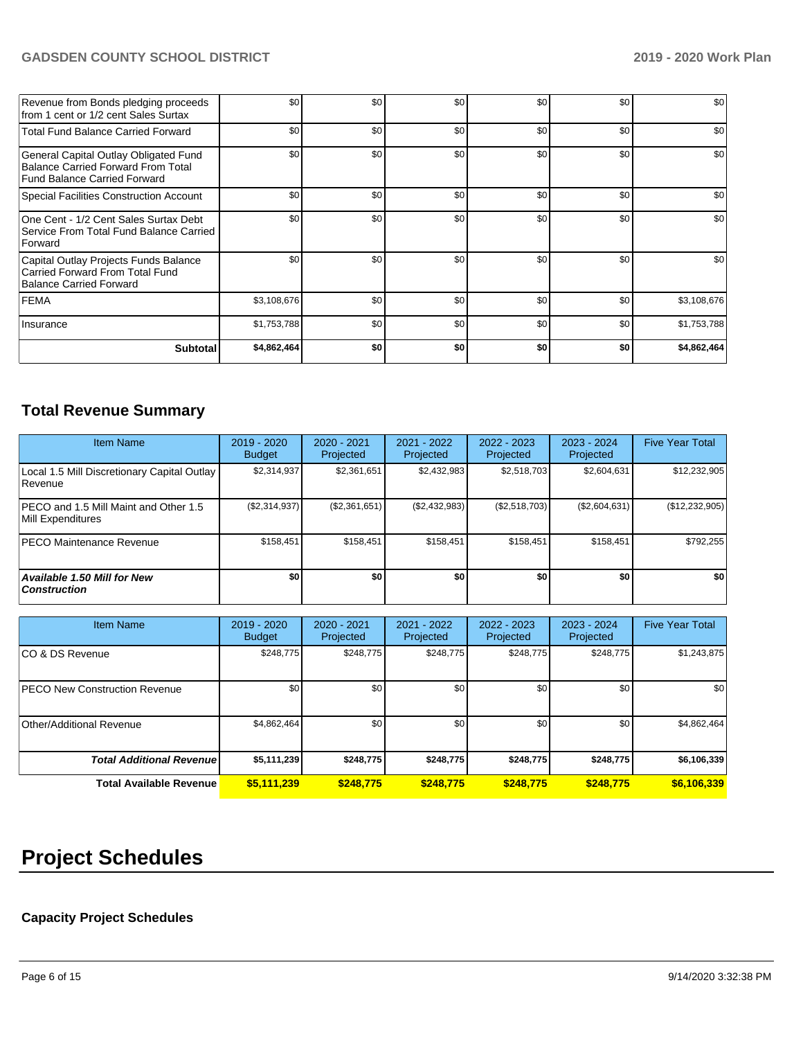| | | | | | | |
|---|---|---|---|---|---|---|
| Revenue from Bonds pledging proceeds from 1 cent or 1/2 cent Sales Surtax | $0 | $0 | $0 | $0 | $0 | $0 |
| Total Fund Balance Carried Forward | $0 | $0 | $0 | $0 | $0 | $0 |
| General Capital Outlay Obligated Fund Balance Carried Forward From Total Fund Balance Carried Forward | $0 | $0 | $0 | $0 | $0 | $0 |
| Special Facilities Construction Account | $0 | $0 | $0 | $0 | $0 | $0 |
| One Cent - 1/2 Cent Sales Surtax Debt Service From Total Fund Balance Carried Forward | $0 | $0 | $0 | $0 | $0 | $0 |
| Capital Outlay Projects Funds Balance Carried Forward From Total Fund Balance Carried Forward | $0 | $0 | $0 | $0 | $0 | $0 |
| FEMA | $3,108,676 | $0 | $0 | $0 | $0 | $3,108,676 |
| Insurance | $1,753,788 | $0 | $0 | $0 | $0 | $1,753,788 |
| **Subtotal** | **$4,862,464** | **$0** | **$0** | **$0** | **$0** | **$4,862,464** |

## Total Revenue Summary

| Item Name | 2019 - 2020 Budget | 2020 - 2021 Projected | 2021 - 2022 Projected | 2022 - 2023 Projected | 2023 - 2024 Projected | Five Year Total |
|---|---|---|---|---|---|---|
| Local 1.5 Mill Discretionary Capital Outlay Revenue | $2,314,937 | $2,361,651 | $2,432,983 | $2,518,703 | $2,604,631 | $12,232,905 |
| PECO and 1.5 Mill Maint and Other 1.5 Mill Expenditures | ($2,314,937) | ($2,361,651) | ($2,432,983) | ($2,518,703) | ($2,604,631) | ($12,232,905) |
| PECO Maintenance Revenue | $158,451 | $158,451 | $158,451 | $158,451 | $158,451 | $792,255 |
| ***Available 1.50 Mill for New Construction*** | **$0** | **$0** | **$0** | **$0** | **$0** | **$0** |

| Item Name | 2019 - 2020 Budget | 2020 - 2021 Projected | 2021 - 2022 Projected | 2022 - 2023 Projected | 2023 - 2024 Projected | Five Year Total |
|---|---|---|---|---|---|---|
| CO & DS Revenue | $248,775 | $248,775 | $248,775 | $248,775 | $248,775 | $1,243,875 |
| PECO New Construction Revenue | $0 | $0 | $0 | $0 | $0 | $0 |
| Other/Additional Revenue | $4,862,464 | $0 | $0 | $0 | $0 | $4,862,464 |
| ***Total Additional Revenue*** | **$5,111,239** | **$248,775** | **$248,775** | **$248,775** | **$248,775** | **$6,106,339** |
| **Total Available Revenue** | **$5,111,239** | **$248,775** | **$248,775** | **$248,775** | **$248,775** | **$6,106,339** |

# Project Schedules

### Capacity Project Schedules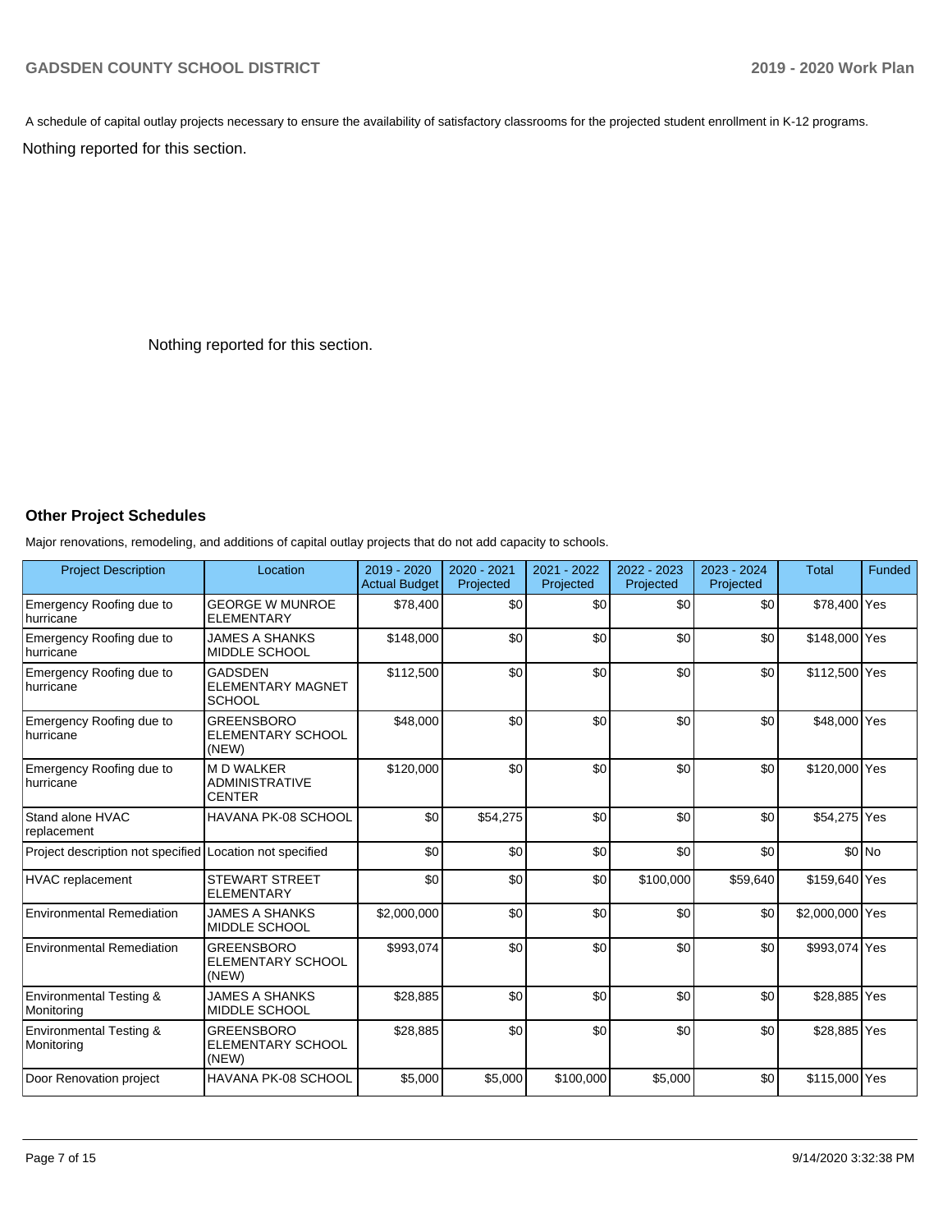A schedule of capital outlay projects necessary to ensure the availability of satisfactory classrooms for the projected student enrollment in K-12 programs.

Nothing reported for this section.

Nothing reported for this section.

### Other Project Schedules

Major renovations, remodeling, and additions of capital outlay projects that do not add capacity to schools.

| Project Description | Location | 2019 - 2020 Actual Budget | 2020 - 2021 Projected | 2021 - 2022 Projected | 2022 - 2023 Projected | 2023 - 2024 Projected | Total | Funded |
|---|---|---|---|---|---|---|---|---|
| Emergency Roofing due to hurricane | GEORGE W MUNROE ELEMENTARY | $78,400 | $0 | $0 | $0 | $0 | $78,400 | Yes |
| Emergency Roofing due to hurricane | JAMES A SHANKS MIDDLE SCHOOL | $148,000 | $0 | $0 | $0 | $0 | $148,000 | Yes |
| Emergency Roofing due to hurricane | GADSDEN ELEMENTARY MAGNET SCHOOL | $112,500 | $0 | $0 | $0 | $0 | $112,500 | Yes |
| Emergency Roofing due to hurricane | GREENSBORO ELEMENTARY SCHOOL (NEW) | $48,000 | $0 | $0 | $0 | $0 | $48,000 | Yes |
| Emergency Roofing due to hurricane | M D WALKER ADMINISTRATIVE CENTER | $120,000 | $0 | $0 | $0 | $0 | $120,000 | Yes |
| Stand alone HVAC replacement | HAVANA PK-08 SCHOOL | $0 | $54,275 | $0 | $0 | $0 | $54,275 | Yes |
| Project description not specified | Location not specified | $0 | $0 | $0 | $0 | $0 | $0 | No |
| HVAC replacement | STEWART STREET ELEMENTARY | $0 | $0 | $0 | $100,000 | $59,640 | $159,640 | Yes |
| Environmental Remediation | JAMES A SHANKS MIDDLE SCHOOL | $2,000,000 | $0 | $0 | $0 | $0 | $2,000,000 | Yes |
| Environmental Remediation | GREENSBORO ELEMENTARY SCHOOL (NEW) | $993,074 | $0 | $0 | $0 | $0 | $993,074 | Yes |
| Environmental Testing & Monitoring | JAMES A SHANKS MIDDLE SCHOOL | $28,885 | $0 | $0 | $0 | $0 | $28,885 | Yes |
| Environmental Testing & Monitoring | GREENSBORO ELEMENTARY SCHOOL (NEW) | $28,885 | $0 | $0 | $0 | $0 | $28,885 | Yes |
| Door Renovation project | HAVANA PK-08 SCHOOL | $5,000 | $5,000 | $100,000 | $5,000 | $0 | $115,000 | Yes |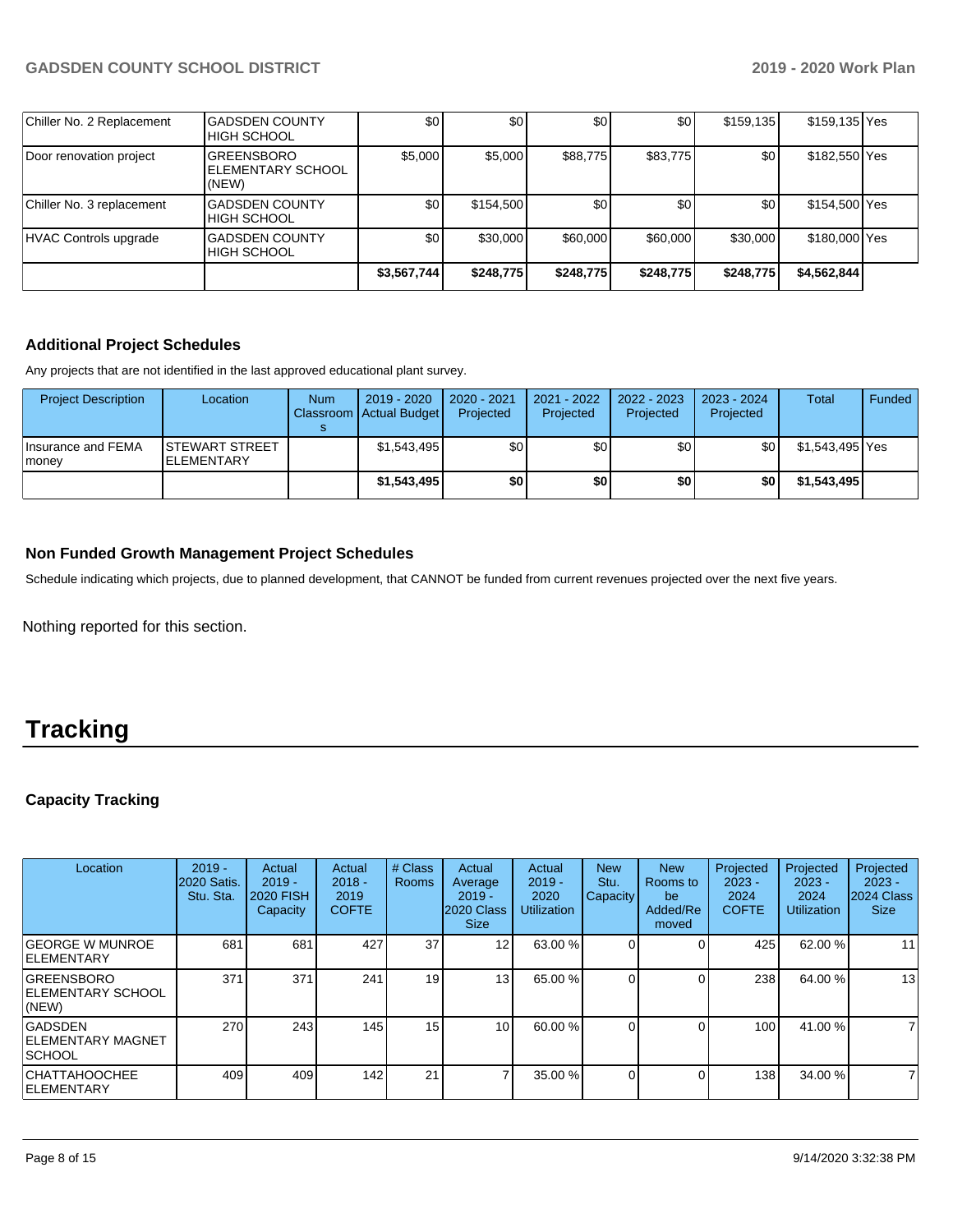| | | | | | | | | |
|---|---|---|---|---|---|---|---|---|
| Chiller No. 2 Replacement | GADSDEN COUNTY HIGH SCHOOL | $0 | $0 | $0 | $0 | $159,135 | $159,135 | Yes |
| Door renovation project | GREENSBORO ELEMENTARY SCHOOL (NEW) | $5,000 | $5,000 | $88,775 | $83,775 | $0 | $182,550 | Yes |
| Chiller No. 3 replacement | GADSDEN COUNTY HIGH SCHOOL | $0 | $154,500 | $0 | $0 | $0 | $154,500 | Yes |
| HVAC Controls upgrade | GADSDEN COUNTY HIGH SCHOOL | $0 | $30,000 | $60,000 | $60,000 | $30,000 | $180,000 | Yes |
| | | **$3,567,744** | **$248,775** | **$248,775** | **$248,775** | **$248,775** | **$4,562,844** | |

### Additional Project Schedules

Any projects that are not identified in the last approved educational plant survey.

| Project Description | Location | Num Classrooms | 2019 - 2020 Actual Budget | 2020 - 2021 Projected | 2021 - 2022 Projected | 2022 - 2023 Projected | 2023 - 2024 Projected | Total | Funded |
|---|---|---|---|---|---|---|---|---|---|
| Insurance and FEMA money | STEWART STREET ELEMENTARY | | $1,543,495 | $0 | $0 | $0 | $0 | $1,543,495 | Yes |
| | | | **$1,543,495** | **$0** | **$0** | **$0** | **$0** | **$1,543,495** | |

### Non Funded Growth Management Project Schedules

Schedule indicating which projects, due to planned development, that CANNOT be funded from current revenues projected over the next five years.

Nothing reported for this section.

# Tracking

### Capacity Tracking

| Location | 2019 - 2020 Satis. Stu. Sta. | Actual 2019 - 2020 FISH Capacity | Actual 2018 - 2019 COFTE | # Class Rooms | Actual Average 2019 - 2020 Class Size | Actual 2019 - 2020 Utilization | New Stu. Capacity | New Rooms to be Added/Removed | Projected 2023 - 2024 COFTE | Projected 2023 - 2024 Utilization | Projected 2023 - 2024 Class Size |
|---|---|---|---|---|---|---|---|---|---|---|---|
| GEORGE W MUNROE ELEMENTARY | 681 | 681 | 427 | 37 | 12 | 63.00 % | 0 | 0 | 425 | 62.00 % | 11 |
| GREENSBORO ELEMENTARY SCHOOL (NEW) | 371 | 371 | 241 | 19 | 13 | 65.00 % | 0 | 0 | 238 | 64.00 % | 13 |
| GADSDEN ELEMENTARY MAGNET SCHOOL | 270 | 243 | 145 | 15 | 10 | 60.00 % | 0 | 0 | 100 | 41.00 % | 7 |
| CHATTAHOOCHEE ELEMENTARY | 409 | 409 | 142 | 21 | 7 | 35.00 % | 0 | 0 | 138 | 34.00 % | 7 |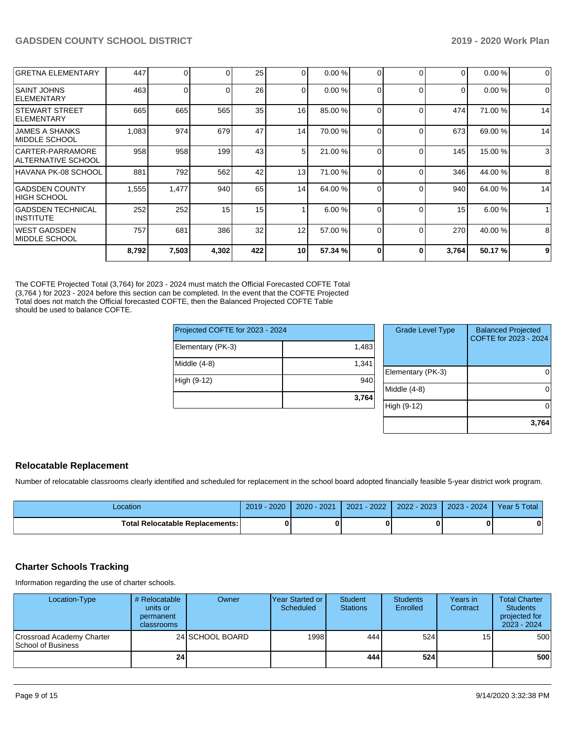| | | | | | | | | | | |
|---|---|---|---|---|---|---|---|---|---|---|
| GRETNA ELEMENTARY | 447 | 0 | 0 | 25 | 0 | 0.00 % | 0 | 0 | 0 | 0.00 % | 0 |
| SAINT JOHNS ELEMENTARY | 463 | 0 | 0 | 26 | 0 | 0.00 % | 0 | 0 | 0 | 0.00 % | 0 |
| STEWART STREET ELEMENTARY | 665 | 665 | 565 | 35 | 16 | 85.00 % | 0 | 0 | 474 | 71.00 % | 14 |
| JAMES A SHANKS MIDDLE SCHOOL | 1,083 | 974 | 679 | 47 | 14 | 70.00 % | 0 | 0 | 673 | 69.00 % | 14 |
| CARTER-PARRAMORE ALTERNATIVE SCHOOL | 958 | 958 | 199 | 43 | 5 | 21.00 % | 0 | 0 | 145 | 15.00 % | 3 |
| HAVANA PK-08 SCHOOL | 881 | 792 | 562 | 42 | 13 | 71.00 % | 0 | 0 | 346 | 44.00 % | 8 |
| GADSDEN COUNTY HIGH SCHOOL | 1,555 | 1,477 | 940 | 65 | 14 | 64.00 % | 0 | 0 | 940 | 64.00 % | 14 |
| GADSDEN TECHNICAL INSTITUTE | 252 | 252 | 15 | 15 | 1 | 6.00 % | 0 | 0 | 15 | 6.00 % | 1 |
| WEST GADSDEN MIDDLE SCHOOL | 757 | 681 | 386 | 32 | 12 | 57.00 % | 0 | 0 | 270 | 40.00 % | 8 |
| | **8,792** | **7,503** | **4,302** | **422** | **10** | **57.34 %** | **0** | **0** | **3,764** | **50.17 %** | **9** |

The COFTE Projected Total (3,764) for 2023 - 2024 must match the Official Forecasted COFTE Total (3,764 ) for 2023 - 2024 before this section can be completed. In the event that the COFTE Projected Total does not match the Official forecasted COFTE, then the Balanced Projected COFTE Table should be used to balance COFTE.

| Projected COFTE for 2023 - 2024 | |
|---|---|
| Elementary (PK-3) | 1,483 |
| Middle (4-8) | 1,341 |
| High (9-12) | 940 |
| | **3,764** |

| Grade Level Type | Balanced Projected COFTE for 2023 - 2024 |
|---|---|
| Elementary (PK-3) | 0 |
| Middle (4-8) | 0 |
| High (9-12) | 0 |
| | **3,764** |

## Relocatable Replacement

Number of relocatable classrooms clearly identified and scheduled for replacement in the school board adopted financially feasible 5-year district work program.

| Location | 2019 - 2020 | 2020 - 2021 | 2021 - 2022 | 2022 - 2023 | 2023 - 2024 | Year 5 Total |
|---|---|---|---|---|---|---|
| **Total Relocatable Replacements:** | **0** | **0** | **0** | **0** | **0** | **0** |

## Charter Schools Tracking

Information regarding the use of charter schools.

| Location-Type | # Relocatable units or permanent classrooms | Owner | Year Started or Scheduled | Student Stations | Students Enrolled | Years in Contract | Total Charter Students projected for 2023 - 2024 |
|---|---|---|---|---|---|---|---|
| Crossroad Academy Charter School of Business | 24 | SCHOOL BOARD | 1998 | 444 | 524 | 15 | 500 |
| | **24** | | | **444** | **524** | | **500** |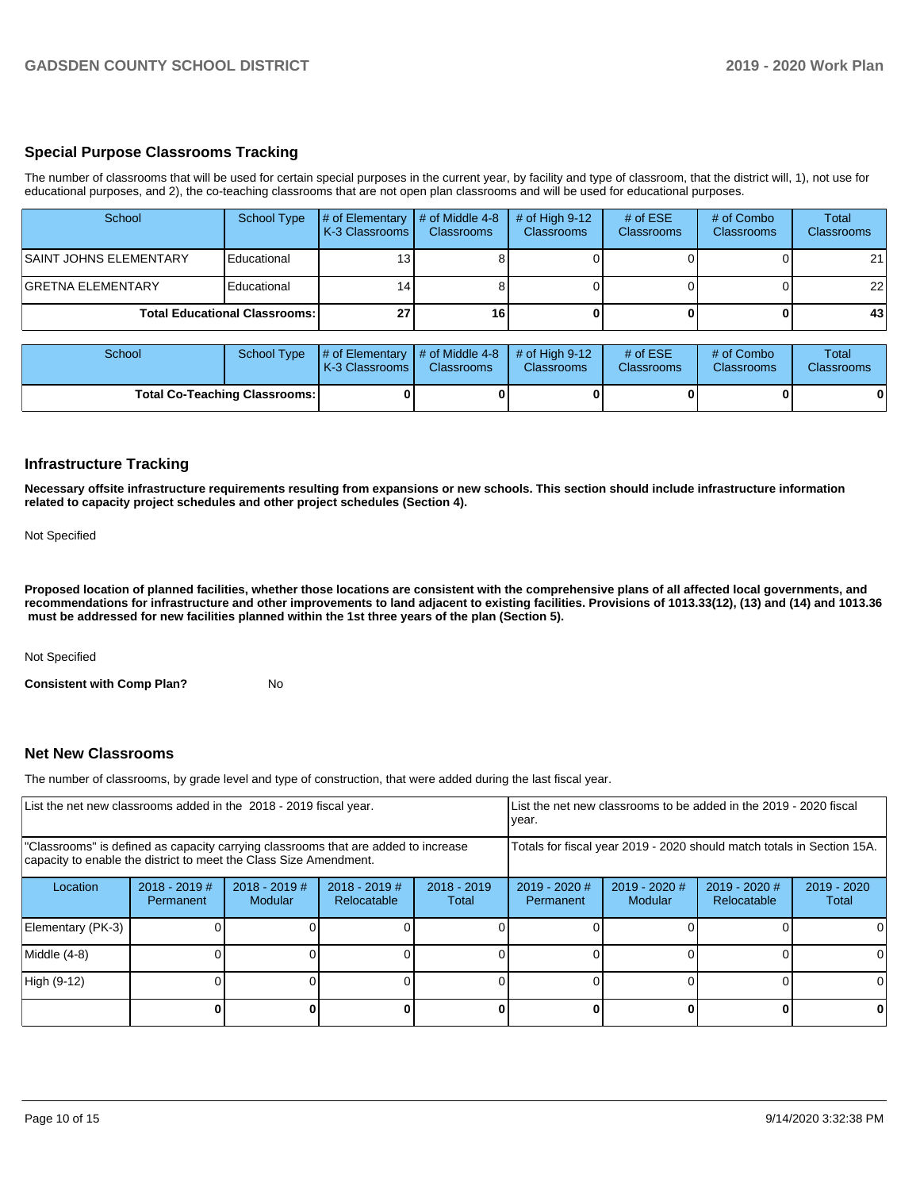## Special Purpose Classrooms Tracking

The number of classrooms that will be used for certain special purposes in the current year, by facility and type of classroom, that the district will, 1), not use for educational purposes, and 2), the co-teaching classrooms that are not open plan classrooms and will be used for educational purposes.

| School | School Type | # of Elementary K-3 Classrooms | # of Middle 4-8 Classrooms | # of High 9-12 Classrooms | # of ESE Classrooms | # of Combo Classrooms | Total Classrooms |
|---|---|---|---|---|---|---|---|
| SAINT JOHNS ELEMENTARY | Educational | 13 | 8 | 0 | 0 | 0 | 21 |
| GRETNA ELEMENTARY | Educational | 14 | 8 | 0 | 0 | 0 | 22 |
| **Total Educational Classrooms:** | | **27** | **16** | **0** | **0** | **0** | **43** |

| School | School Type | # of Elementary K-3 Classrooms | # of Middle 4-8 Classrooms | # of High 9-12 Classrooms | # of ESE Classrooms | # of Combo Classrooms | Total Classrooms |
|---|---|---|---|---|---|---|---|
| **Total Co-Teaching Classrooms:** | | **0** | **0** | **0** | **0** | **0** | **0** |

## Infrastructure Tracking

**Necessary offsite infrastructure requirements resulting from expansions or new schools. This section should include infrastructure information related to capacity project schedules and other project schedules (Section 4).**

Not Specified

**Proposed location of planned facilities, whether those locations are consistent with the comprehensive plans of all affected local governments, and recommendations for infrastructure and other improvements to land adjacent to existing facilities. Provisions of 1013.33(12), (13) and (14) and 1013.36 must be addressed for new facilities planned within the 1st three years of the plan (Section 5).**

Not Specified

**Consistent with Comp Plan?** No

## Net New Classrooms

The number of classrooms, by grade level and type of construction, that were added during the last fiscal year.

| List the net new classrooms added in the 2018 - 2019 fiscal year. | | | | | List the net new classrooms to be added in the 2019 - 2020 fiscal year. | | | |
|---|---|---|---|---|---|---|---|---|
| "Classrooms" is defined as capacity carrying classrooms that are added to increase capacity to enable the district to meet the Class Size Amendment. | | | | | Totals for fiscal year 2019 - 2020 should match totals in Section 15A. | | | |
| Location | 2018 - 2019 # Permanent | 2018 - 2019 # Modular | 2018 - 2019 # Relocatable | 2018 - 2019 Total | 2019 - 2020 # Permanent | 2019 - 2020 # Modular | 2019 - 2020 # Relocatable | 2019 - 2020 Total |
| Elementary (PK-3) | 0 | 0 | 0 | 0 | 0 | 0 | 0 | 0 |
| Middle (4-8) | 0 | 0 | 0 | 0 | 0 | 0 | 0 | 0 |
| High (9-12) | 0 | 0 | 0 | 0 | 0 | 0 | 0 | 0 |
| | **0** | **0** | **0** | **0** | **0** | **0** | **0** | **0** |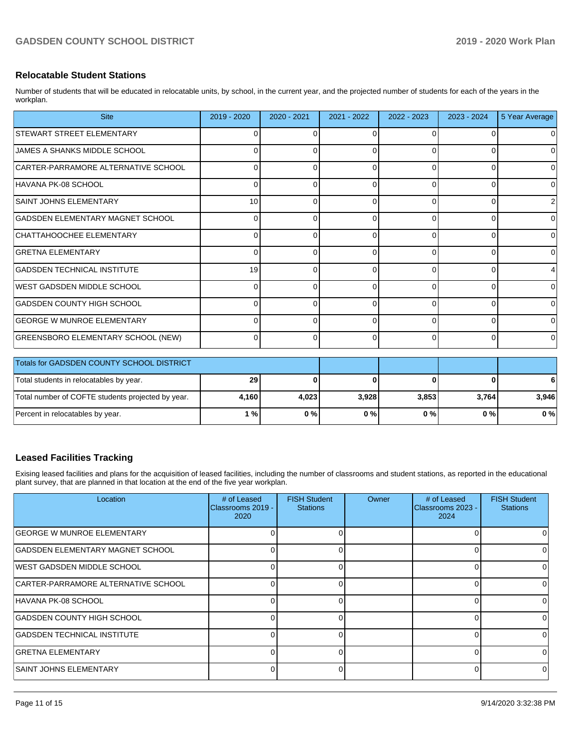## Relocatable Student Stations

Number of students that will be educated in relocatable units, by school, in the current year, and the projected number of students for each of the years in the workplan.

| Site | 2019 - 2020 | 2020 - 2021 | 2021 - 2022 | 2022 - 2023 | 2023 - 2024 | 5 Year Average |
|---|---|---|---|---|---|---|
| STEWART STREET ELEMENTARY | 0 | 0 | 0 | 0 | 0 | 0 |
| JAMES A SHANKS MIDDLE SCHOOL | 0 | 0 | 0 | 0 | 0 | 0 |
| CARTER-PARRAMORE ALTERNATIVE SCHOOL | 0 | 0 | 0 | 0 | 0 | 0 |
| HAVANA PK-08 SCHOOL | 0 | 0 | 0 | 0 | 0 | 0 |
| SAINT JOHNS ELEMENTARY | 10 | 0 | 0 | 0 | 0 | 2 |
| GADSDEN ELEMENTARY MAGNET SCHOOL | 0 | 0 | 0 | 0 | 0 | 0 |
| CHATTAHOOCHEE ELEMENTARY | 0 | 0 | 0 | 0 | 0 | 0 |
| GRETNA ELEMENTARY | 0 | 0 | 0 | 0 | 0 | 0 |
| GADSDEN TECHNICAL INSTITUTE | 19 | 0 | 0 | 0 | 0 | 4 |
| WEST GADSDEN MIDDLE SCHOOL | 0 | 0 | 0 | 0 | 0 | 0 |
| GADSDEN COUNTY HIGH SCHOOL | 0 | 0 | 0 | 0 | 0 | 0 |
| GEORGE W MUNROE ELEMENTARY | 0 | 0 | 0 | 0 | 0 | 0 |
| GREENSBORO ELEMENTARY SCHOOL (NEW) | 0 | 0 | 0 | 0 | 0 | 0 |

| Totals for GADSDEN COUNTY SCHOOL DISTRICT | | | | | | |
|---|---|---|---|---|---|---|
| Total students in relocatables by year. | **29** | **0** | **0** | **0** | **0** | **6** |
| Total number of COFTE students projected by year. | **4,160** | **4,023** | **3,928** | **3,853** | **3,764** | **3,946** |
| Percent in relocatables by year. | **1 %** | **0 %** | **0 %** | **0 %** | **0 %** | **0 %** |

## Leased Facilities Tracking

Exising leased facilities and plans for the acquisition of leased facilities, including the number of classrooms and student stations, as reported in the educational plant survey, that are planned in that location at the end of the five year workplan.

| Location | # of Leased Classrooms 2019 - 2020 | FISH Student Stations | Owner | # of Leased Classrooms 2023 - 2024 | FISH Student Stations |
|---|---|---|---|---|---|
| GEORGE W MUNROE ELEMENTARY | 0 | 0 | | 0 | 0 |
| GADSDEN ELEMENTARY MAGNET SCHOOL | 0 | 0 | | 0 | 0 |
| WEST GADSDEN MIDDLE SCHOOL | 0 | 0 | | 0 | 0 |
| CARTER-PARRAMORE ALTERNATIVE SCHOOL | 0 | 0 | | 0 | 0 |
| HAVANA PK-08 SCHOOL | 0 | 0 | | 0 | 0 |
| GADSDEN COUNTY HIGH SCHOOL | 0 | 0 | | 0 | 0 |
| GADSDEN TECHNICAL INSTITUTE | 0 | 0 | | 0 | 0 |
| GRETNA ELEMENTARY | 0 | 0 | | 0 | 0 |
| SAINT JOHNS ELEMENTARY | 0 | 0 | | 0 | 0 |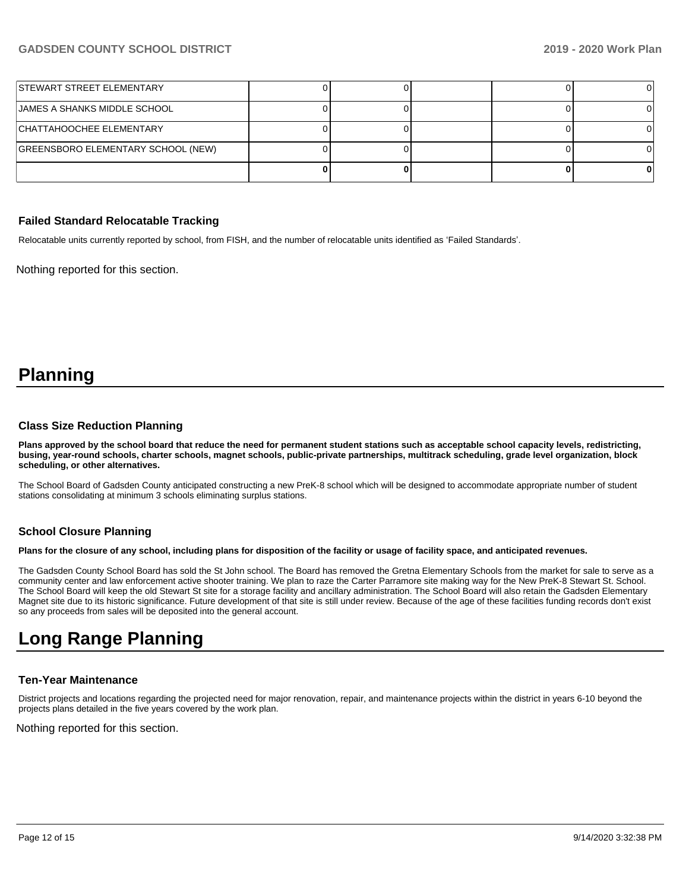| | | | | | |
|---|---|---|---|---|---|
| STEWART STREET ELEMENTARY | 0 | 0 | | 0 | 0 |
| JAMES A SHANKS MIDDLE SCHOOL | 0 | 0 | | 0 | 0 |
| CHATTAHOOCHEE ELEMENTARY | 0 | 0 | | 0 | 0 |
| GREENSBORO ELEMENTARY SCHOOL (NEW) | 0 | 0 | | 0 | 0 |
| | **0** | **0** | | **0** | **0** |

### Failed Standard Relocatable Tracking

Relocatable units currently reported by school, from FISH, and the number of relocatable units identified as 'Failed Standards'.

Nothing reported for this section.

# Planning

### Class Size Reduction Planning

**Plans approved by the school board that reduce the need for permanent student stations such as acceptable school capacity levels, redistricting, busing, year-round schools, charter schools, magnet schools, public-private partnerships, multitrack scheduling, grade level organization, block scheduling, or other alternatives.**

The School Board of Gadsden County anticipated constructing a new PreK-8 school which will be designed to accommodate appropriate number of student stations consolidating at minimum 3 schools eliminating surplus stations.

### School Closure Planning

**Plans for the closure of any school, including plans for disposition of the facility or usage of facility space, and anticipated revenues.**

The Gadsden County School Board has sold the St John school. The Board has removed the Gretna Elementary Schools from the market for sale to serve as a community center and law enforcement active shooter training. We plan to raze the Carter Parramore site making way for the New PreK-8 Stewart St. School. The School Board will keep the old Stewart St site for a storage facility and ancillary administration. The School Board will also retain the Gadsden Elementary Magnet site due to its historic significance. Future development of that site is still under review. Because of the age of these facilities funding records don't exist so any proceeds from sales will be deposited into the general account.

# Long Range Planning

### Ten-Year Maintenance

District projects and locations regarding the projected need for major renovation, repair, and maintenance projects within the district in years 6-10 beyond the projects plans detailed in the five years covered by the work plan.

Nothing reported for this section.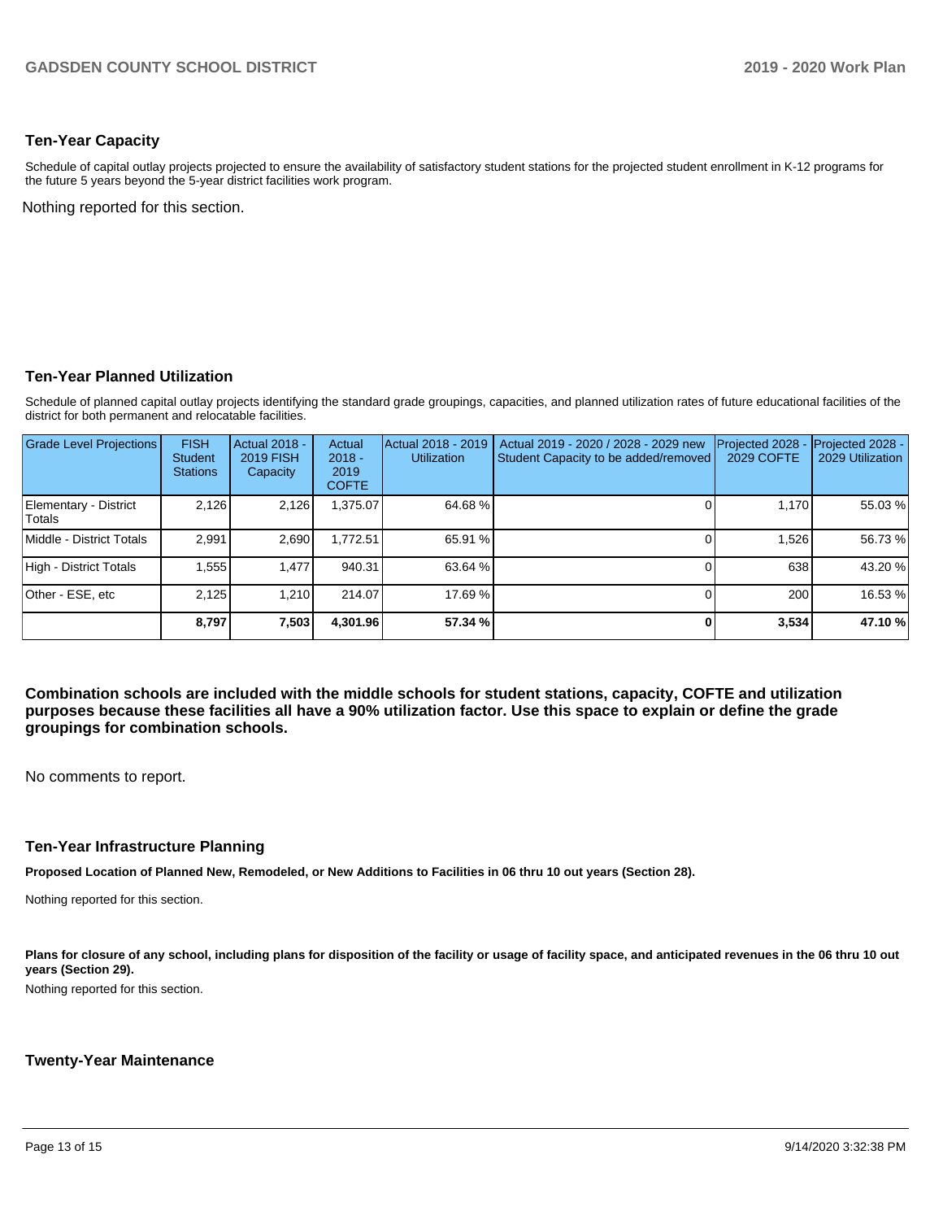## Ten-Year Capacity

Schedule of capital outlay projects projected to ensure the availability of satisfactory student stations for the projected student enrollment in K-12 programs for the future 5 years beyond the 5-year district facilities work program.

Nothing reported for this section.

## Ten-Year Planned Utilization

Schedule of planned capital outlay projects identifying the standard grade groupings, capacities, and planned utilization rates of future educational facilities of the district for both permanent and relocatable facilities.

| Grade Level Projections | FISH Student Stations | Actual 2018 - 2019 FISH Capacity | Actual 2018 - 2019 COFTE | Actual 2018 - 2019 Utilization | Actual 2019 - 2020 / 2028 - 2029 new Student Capacity to be added/removed | Projected 2028 - 2029 COFTE | Projected 2028 - 2029 Utilization |
|---|---|---|---|---|---|---|---|
| Elementary - District Totals | 2,126 | 2,126 | 1,375.07 | 64.68 % | 0 | 1,170 | 55.03 % |
| Middle - District Totals | 2,991 | 2,690 | 1,772.51 | 65.91 % | 0 | 1,526 | 56.73 % |
| High - District Totals | 1,555 | 1,477 | 940.31 | 63.64 % | 0 | 638 | 43.20 % |
| Other - ESE, etc | 2,125 | 1,210 | 214.07 | 17.69 % | 0 | 200 | 16.53 % |
| | **8,797** | **7,503** | **4,301.96** | **57.34 %** | **0** | **3,534** | **47.10 %** |

**Combination schools are included with the middle schools for student stations, capacity, COFTE and utilization purposes because these facilities all have a 90% utilization factor. Use this space to explain or define the grade groupings for combination schools.**

No comments to report.

## Ten-Year Infrastructure Planning

**Proposed Location of Planned New, Remodeled, or New Additions to Facilities in 06 thru 10 out years (Section 28).**

Nothing reported for this section.

**Plans for closure of any school, including plans for disposition of the facility or usage of facility space, and anticipated revenues in the 06 thru 10 out years (Section 29).**

Nothing reported for this section.

## Twenty-Year Maintenance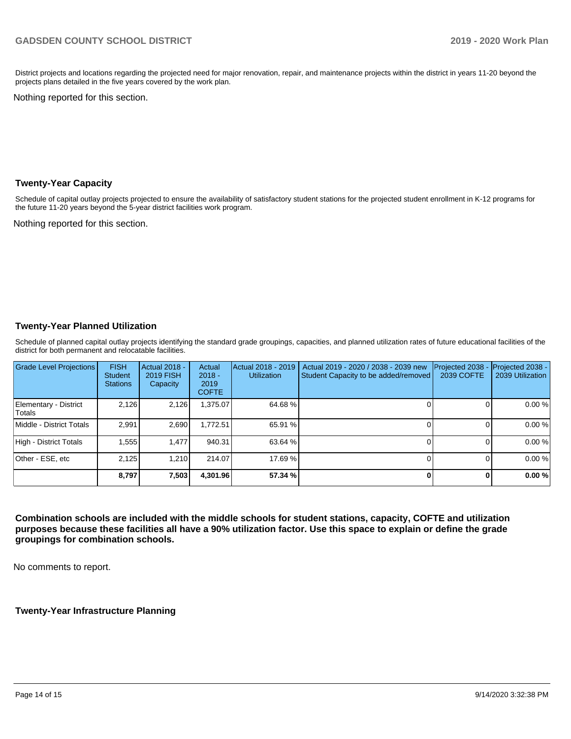District projects and locations regarding the projected need for major renovation, repair, and maintenance projects within the district in years 11-20 beyond the projects plans detailed in the five years covered by the work plan.

Nothing reported for this section.

## Twenty-Year Capacity

Schedule of capital outlay projects projected to ensure the availability of satisfactory student stations for the projected student enrollment in K-12 programs for the future 11-20 years beyond the 5-year district facilities work program.

Nothing reported for this section.

## Twenty-Year Planned Utilization

Schedule of planned capital outlay projects identifying the standard grade groupings, capacities, and planned utilization rates of future educational facilities of the district for both permanent and relocatable facilities.

| Grade Level Projections | FISH Student Stations | Actual 2018 - 2019 FISH Capacity | Actual 2018 - 2019 COFTE | Actual 2018 - 2019 Utilization | Actual 2019 - 2020 / 2038 - 2039 new Student Capacity to be added/removed | Projected 2038 - 2039 COFTE | Projected 2038 - 2039 Utilization |
|---|---|---|---|---|---|---|---|
| Elementary - District Totals | 2,126 | 2,126 | 1,375.07 | 64.68 % | 0 | 0 | 0.00 % |
| Middle - District Totals | 2,991 | 2,690 | 1,772.51 | 65.91 % | 0 | 0 | 0.00 % |
| High - District Totals | 1,555 | 1,477 | 940.31 | 63.64 % | 0 | 0 | 0.00 % |
| Other - ESE, etc | 2,125 | 1,210 | 214.07 | 17.69 % | 0 | 0 | 0.00 % |
| | **8,797** | **7,503** | **4,301.96** | **57.34 %** | **0** | **0** | **0.00 %** |

**Combination schools are included with the middle schools for student stations, capacity, COFTE and utilization purposes because these facilities all have a 90% utilization factor. Use this space to explain or define the grade groupings for combination schools.**

No comments to report.

## Twenty-Year Infrastructure Planning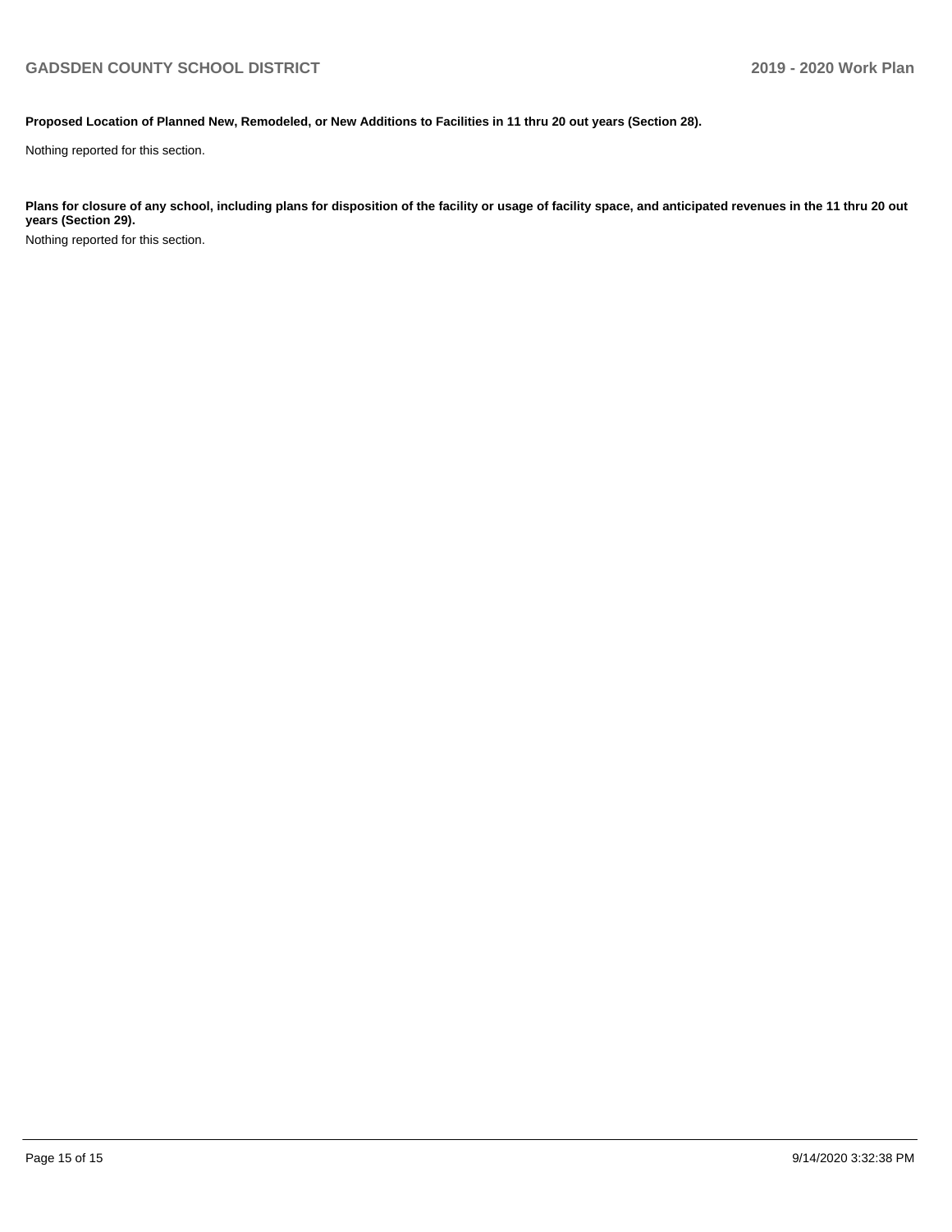**Proposed Location of Planned New, Remodeled, or New Additions to Facilities in 11 thru 20 out years (Section 28).**

Nothing reported for this section.

**Plans for closure of any school, including plans for disposition of the facility or usage of facility space, and anticipated revenues in the 11 thru 20 out years (Section 29).**

Nothing reported for this section.